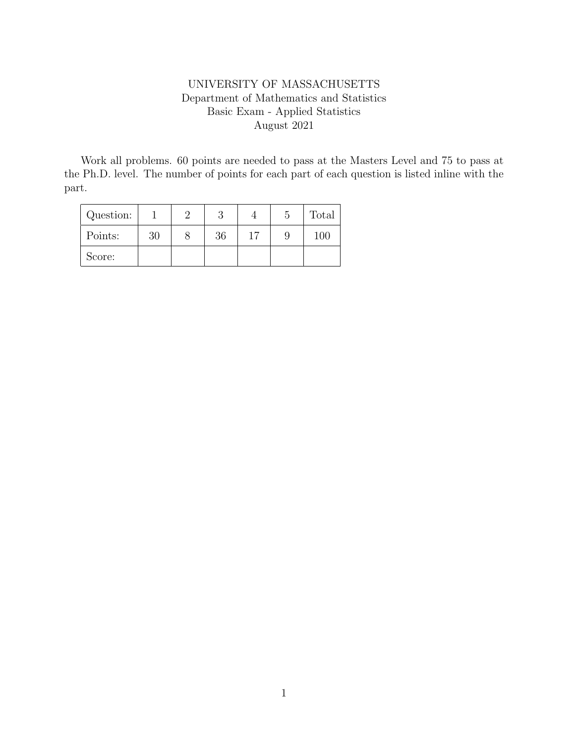UNIVERSITY OF MASSACHUSETTS
Department of Mathematics and Statistics
Basic Exam - Applied Statistics
August 2021

Work all problems. 60 points are needed to pass at the Masters Level and 75 to pass at the Ph.D. level. The number of points for each part of each question is listed inline with the part.

| Question: | 1 | 2 | 3 | 4 | 5 | Total |
|---|---|---|---|---|---|---|
| Points: | 30 | 8 | 36 | 17 | 9 | 100 |
| Score: | | | | | | |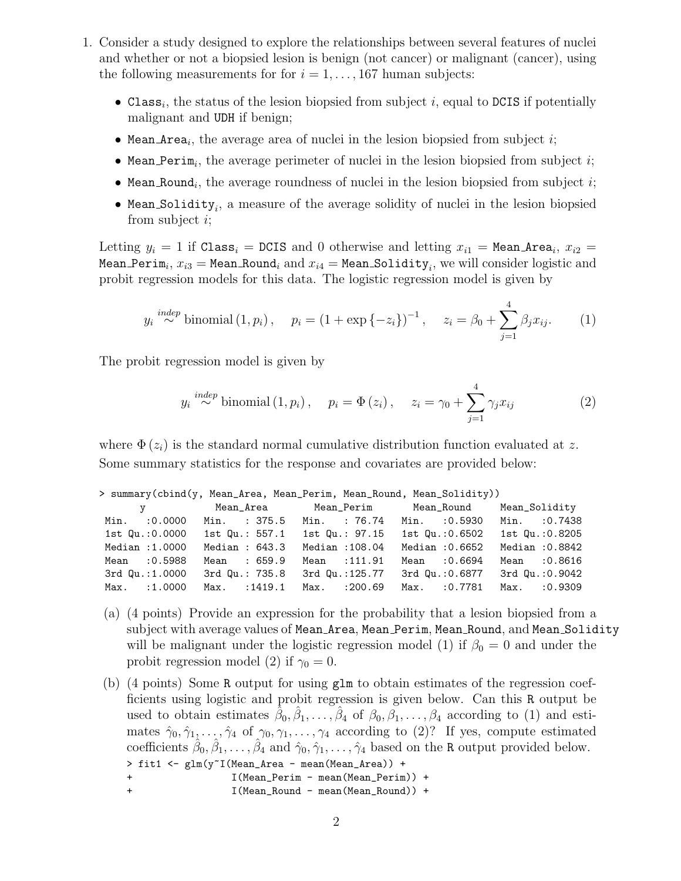1. Consider a study designed to explore the relationships between several features of nuclei and whether or not a biopsied lesion is benign (not cancer) or malignant (cancer), using the following measurements for for $i = 1, \dots, 167$ human subjects:

   - $\texttt{Class}_i$, the status of the lesion biopsied from subject $i$, equal to DCIS if potentially malignant and UDH if benign;
   - $\texttt{Mean\_Area}_i$, the average area of nuclei in the lesion biopsied from subject $i$;
   - $\texttt{Mean\_Perim}_i$, the average perimeter of nuclei in the lesion biopsied from subject $i$;
   - $\texttt{Mean\_Round}_i$, the average roundness of nuclei in the lesion biopsied from subject $i$;
   - $\texttt{Mean\_Solidity}_i$, a measure of the average solidity of nuclei in the lesion biopsied from subject $i$;

   Letting $y_i = 1$ if $\texttt{Class}_i = \texttt{DCIS}$ and 0 otherwise and letting $x_{i1} = \texttt{Mean\_Area}_i$, $x_{i2} = \texttt{Mean\_Perim}_i$, $x_{i3} = \texttt{Mean\_Round}_i$ and $x_{i4} = \texttt{Mean\_Solidity}_i$, we will consider logistic and probit regression models for this data. The logistic regression model is given by

   $$y_i \overset{indep}{\sim} \text{binomial}(1, p_i), \quad p_i = (1 + \exp\{-z_i\})^{-1}, \quad z_i = \beta_0 + \sum_{j=1}^{4} \beta_j x_{ij}. \tag{1}$$

   The probit regression model is given by

   $$y_i \overset{indep}{\sim} \text{binomial}(1, p_i), \quad p_i = \Phi(z_i), \quad z_i = \gamma_0 + \sum_{j=1}^{4} \gamma_j x_{ij} \tag{2}$$

   where $\Phi(z_i)$ is the standard normal cumulative distribution function evaluated at $z$. Some summary statistics for the response and covariates are provided below:

```
> summary(cbind(y, Mean_Area, Mean_Perim, Mean_Round, Mean_Solidity))
       y            Mean_Area        Mean_Perim       Mean_Round      Mean_Solidity
 Min.   :0.0000   Min.   : 375.5   Min.   : 76.74   Min.   :0.5930   Min.   :0.7438
 1st Qu.:0.0000   1st Qu.: 557.1   1st Qu.: 97.15   1st Qu.:0.6502   1st Qu.:0.8205
 Median :1.0000   Median : 643.3   Median :108.04   Median :0.6652   Median :0.8842
 Mean   :0.5988   Mean   : 659.9   Mean   :111.91   Mean   :0.6694   Mean   :0.8616
 3rd Qu.:1.0000   3rd Qu.: 735.8   3rd Qu.:125.77   3rd Qu.:0.6877   3rd Qu.:0.9042
 Max.   :1.0000   Max.   :1419.1   Max.   :200.69   Max.   :0.7781   Max.   :0.9309
```

   (a) (4 points) Provide an expression for the probability that a lesion biopsied from a subject with average values of Mean_Area, Mean_Perim, Mean_Round, and Mean_Solidity will be malignant under the logistic regression model (1) if $\beta_0 = 0$ and under the probit regression model (2) if $\gamma_0 = 0$.

   (b) (4 points) Some R output for using glm to obtain estimates of the regression coefficients using logistic and probit regression is given below. Can this R output be used to obtain estimates $\hat{\beta}_0, \hat{\beta}_1, \dots, \hat{\beta}_4$ of $\beta_0, \beta_1, \dots, \beta_4$ according to (1) and estimates $\hat{\gamma}_0, \hat{\gamma}_1, \dots, \hat{\gamma}_4$ of $\gamma_0, \gamma_1, \dots, \gamma_4$ according to (2)? If yes, compute estimated coefficients $\hat{\beta}_0, \hat{\beta}_1, \dots, \hat{\beta}_4$ and $\hat{\gamma}_0, \hat{\gamma}_1, \dots, \hat{\gamma}_4$ based on the R output provided below.

```
> fit1 <- glm(y~I(Mean_Area - mean(Mean_Area)) +
+                I(Mean_Perim - mean(Mean_Perim)) +
+                I(Mean_Round - mean(Mean_Round)) +
```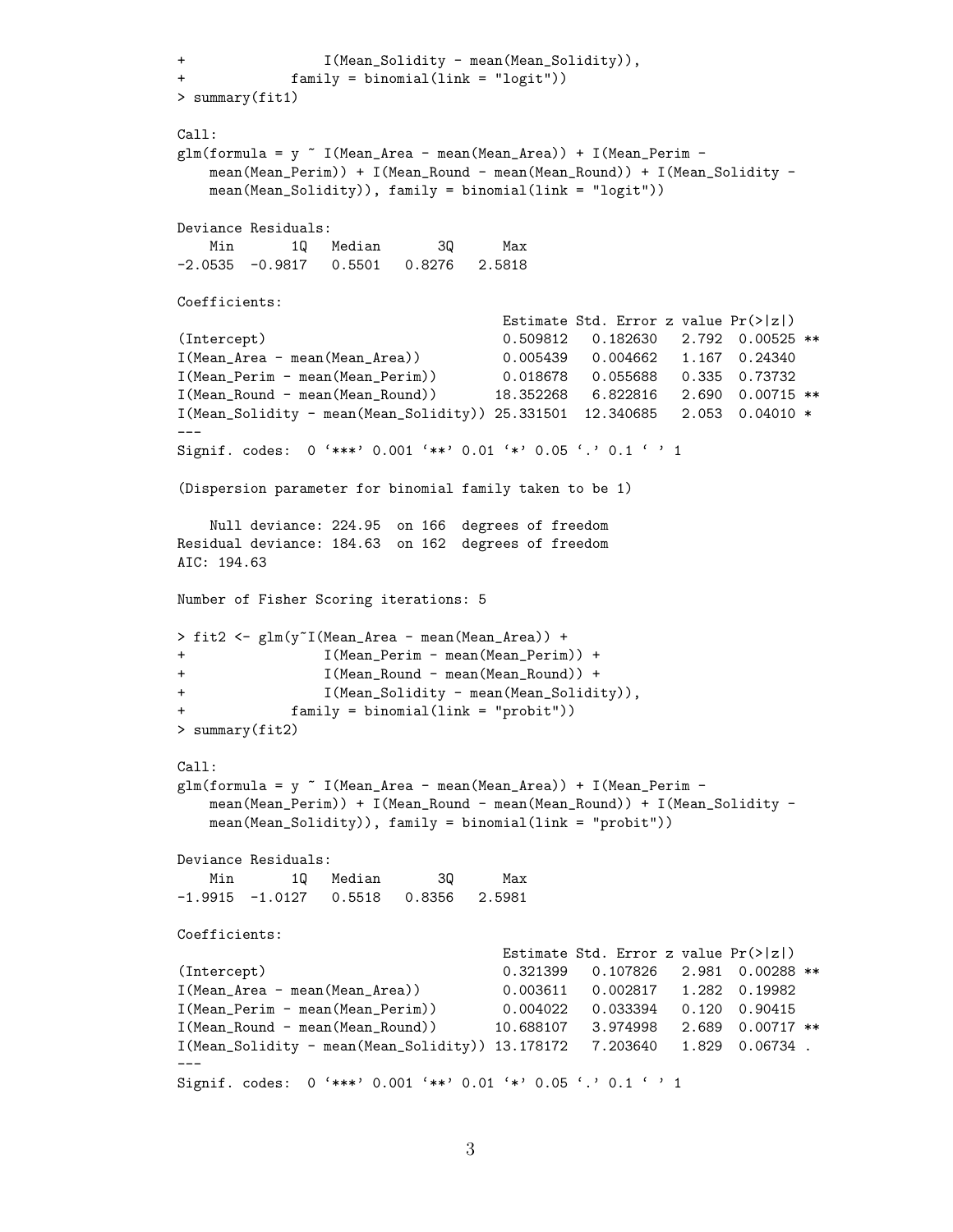```
+                I(Mean_Solidity - mean(Mean_Solidity)),
+            family = binomial(link = "logit"))
> summary(fit1)

Call:
glm(formula = y ~ I(Mean_Area - mean(Mean_Area)) + I(Mean_Perim -
    mean(Mean_Perim)) + I(Mean_Round - mean(Mean_Round)) + I(Mean_Solidity -
    mean(Mean_Solidity)), family = binomial(link = "logit"))

Deviance Residuals:
    Min       1Q   Median       3Q      Max
-2.0535  -0.9817   0.5501   0.8276   2.5818

Coefficients:
                                       Estimate Std. Error z value Pr(>|z|)
(Intercept)                            0.509812   0.182630   2.792  0.00525 **
I(Mean_Area - mean(Mean_Area))         0.005439   0.004662   1.167  0.24340
I(Mean_Perim - mean(Mean_Perim))       0.018678   0.055688   0.335  0.73732
I(Mean_Round - mean(Mean_Round))      18.352268   6.822816   2.690  0.00715 **
I(Mean_Solidity - mean(Mean_Solidity)) 25.331501  12.340685   2.053  0.04010 *
---
Signif. codes:  0 '***' 0.001 '**' 0.01 '*' 0.05 '.' 0.1 ' ' 1

(Dispersion parameter for binomial family taken to be 1)

    Null deviance: 224.95  on 166  degrees of freedom
Residual deviance: 184.63  on 162  degrees of freedom
AIC: 194.63

Number of Fisher Scoring iterations: 5

> fit2 <- glm(y~I(Mean_Area - mean(Mean_Area)) +
+                I(Mean_Perim - mean(Mean_Perim)) +
+                I(Mean_Round - mean(Mean_Round)) +
+                I(Mean_Solidity - mean(Mean_Solidity)),
+            family = binomial(link = "probit"))
> summary(fit2)

Call:
glm(formula = y ~ I(Mean_Area - mean(Mean_Area)) + I(Mean_Perim -
    mean(Mean_Perim)) + I(Mean_Round - mean(Mean_Round)) + I(Mean_Solidity -
    mean(Mean_Solidity)), family = binomial(link = "probit"))

Deviance Residuals:
    Min       1Q   Median       3Q      Max
-1.9915  -1.0127   0.5518   0.8356   2.5981

Coefficients:
                                       Estimate Std. Error z value Pr(>|z|)
(Intercept)                            0.321399   0.107826   2.981  0.00288 **
I(Mean_Area - mean(Mean_Area))         0.003611   0.002817   1.282  0.19982
I(Mean_Perim - mean(Mean_Perim))       0.004022   0.033394   0.120  0.90415
I(Mean_Round - mean(Mean_Round))      10.688107   3.974998   2.689  0.00717 **
I(Mean_Solidity - mean(Mean_Solidity)) 13.178172   7.203640   1.829  0.06734 .
---
Signif. codes:  0 '***' 0.001 '**' 0.01 '*' 0.05 '.' 0.1 ' ' 1
```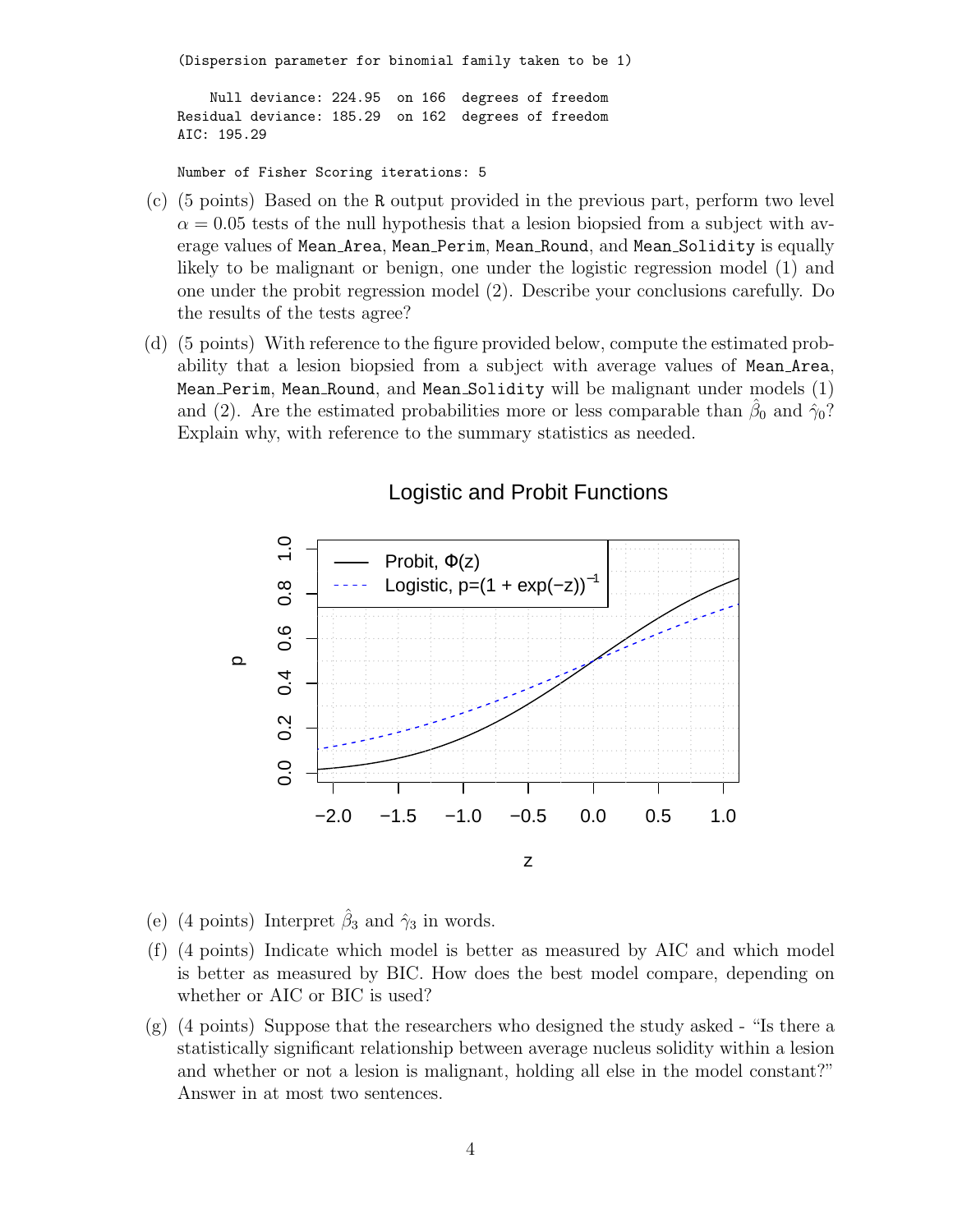```
(Dispersion parameter for binomial family taken to be 1)

    Null deviance: 224.95  on 166  degrees of freedom
Residual deviance: 185.29  on 162  degrees of freedom
AIC: 195.29

Number of Fisher Scoring iterations: 5
```

(c) (5 points) Based on the `R` output provided in the previous part, perform two level $\alpha = 0.05$ tests of the null hypothesis that a lesion biopsied from a subject with average values of `Mean_Area`, `Mean_Perim`, `Mean_Round`, and `Mean_Solidity` is equally likely to be malignant or benign, one under the logistic regression model (1) and one under the probit regression model (2). Describe your conclusions carefully. Do the results of the tests agree?

(d) (5 points) With reference to the figure provided below, compute the estimated probability that a lesion biopsied from a subject with average values of `Mean_Area`, `Mean_Perim`, `Mean_Round`, and `Mean_Solidity` will be malignant under models (1) and (2). Are the estimated probabilities more or less comparable than $\hat{\beta}_0$ and $\hat{\gamma}_0$? Explain why, with reference to the summary statistics as needed.

(e) (4 points) Interpret $\hat{\beta}_3$ and $\hat{\gamma}_3$ in words.

(f) (4 points) Indicate which model is better as measured by AIC and which model is better as measured by BIC. How does the best model compare, depending on whether or AIC or BIC is used?

(g) (4 points) Suppose that the researchers who designed the study asked - "Is there a statistically significant relationship between average nucleus solidity within a lesion and whether or not a lesion is malignant, holding all else in the model constant?" Answer in at most two sentences.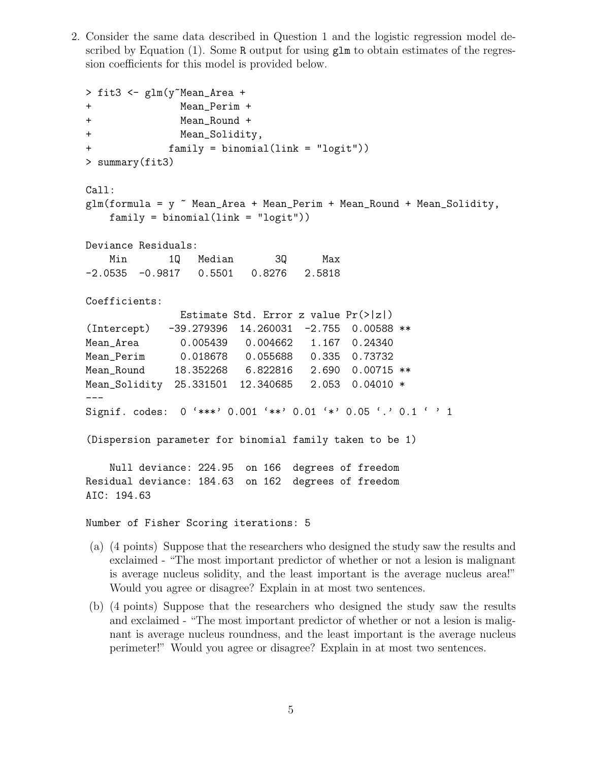2. Consider the same data described in Question 1 and the logistic regression model described by Equation (1). Some R output for using glm to obtain estimates of the regression coefficients for this model is provided below.

```
> fit3 <- glm(y~Mean_Area +
+              Mean_Perim +
+              Mean_Round +
+              Mean_Solidity,
+            family = binomial(link = "logit"))
> summary(fit3)

Call:
glm(formula = y ~ Mean_Area + Mean_Perim + Mean_Round + Mean_Solidity,
    family = binomial(link = "logit"))

Deviance Residuals:
    Min       1Q   Median       3Q      Max
-2.0535  -0.9817   0.5501   0.8276   2.5818

Coefficients:
               Estimate Std. Error z value Pr(>|z|)
(Intercept)  -39.279396  14.260031  -2.755  0.00588 **
Mean_Area      0.005439   0.004662   1.167  0.24340
Mean_Perim     0.018678   0.055688   0.335  0.73732
Mean_Round    18.352268   6.822816   2.690  0.00715 **
Mean_Solidity 25.331501  12.340685   2.053  0.04010 *
---
Signif. codes:  0 '***' 0.001 '**' 0.01 '*' 0.05 '.' 0.1 ' ' 1

(Dispersion parameter for binomial family taken to be 1)

    Null deviance: 224.95  on 166  degrees of freedom
Residual deviance: 184.63  on 162  degrees of freedom
AIC: 194.63

Number of Fisher Scoring iterations: 5
```

(a) (4 points) Suppose that the researchers who designed the study saw the results and exclaimed - "The most important predictor of whether or not a lesion is malignant is average nucleus solidity, and the least important is the average nucleus area!" Would you agree or disagree? Explain in at most two sentences.

(b) (4 points) Suppose that the researchers who designed the study saw the results and exclaimed - "The most important predictor of whether or not a lesion is malignant is average nucleus roundness, and the least important is the average nucleus perimeter!" Would you agree or disagree? Explain in at most two sentences.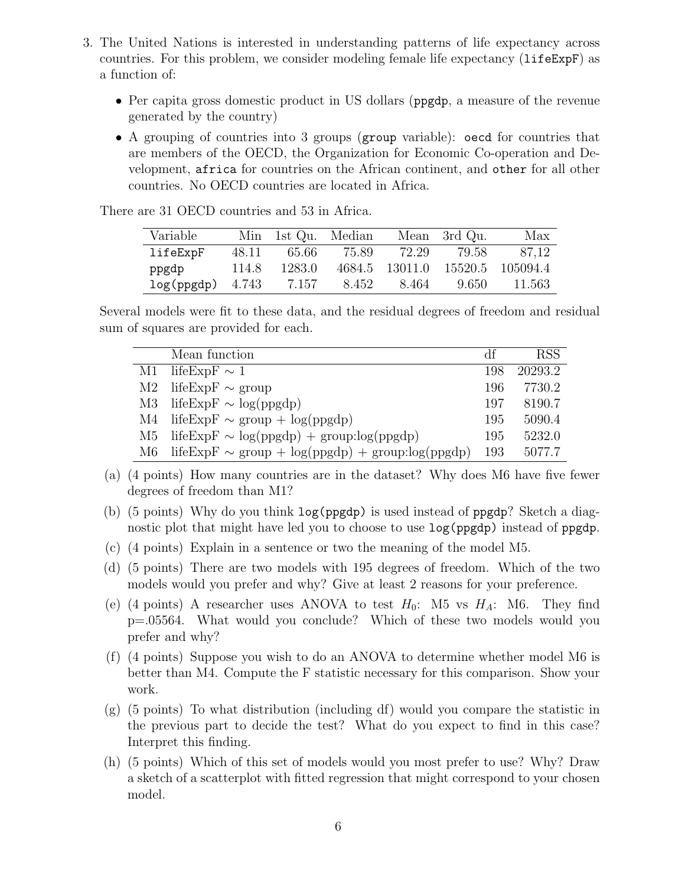3. The United Nations is interested in understanding patterns of life expectancy across countries. For this problem, we consider modeling female life expectancy (`lifeExpF`) as a function of:

   - Per capita gross domestic product in US dollars (`ppgdp`, a measure of the revenue generated by the country)
   - A grouping of countries into 3 groups (`group` variable): `oecd` for countries that are members of the OECD, the Organization for Economic Co-operation and Development, `africa` for countries on the African continent, and `other` for all other countries. No OECD countries are located in Africa.

   There are 31 OECD countries and 53 in Africa.

   | Variable | Min | 1st Qu. | Median | Mean | 3rd Qu. | Max |
   |---|---|---|---|---|---|---|
   | `lifeExpF` | 48.11 | 65.66 | 75.89 | 72.29 | 79.58 | 87,12 |
   | `ppgdp` | 114.8 | 1283.0 | 4684.5 | 13011.0 | 15520.5 | 105094.4 |
   | `log(ppgdp)` | 4.743 | 7.157 | 8.452 | 8.464 | 9.650 | 11.563 |

   Several models were fit to these data, and the residual degrees of freedom and residual sum of squares are provided for each.

   | | Mean function | df | RSS |
   |---|---|---|---|
   | M1 | lifeExpF ~ 1 | 198 | 20293.2 |
   | M2 | lifeExpF ~ group | 196 | 7730.2 |
   | M3 | lifeExpF ~ log(ppgdp) | 197 | 8190.7 |
   | M4 | lifeExpF ~ group + log(ppgdp) | 195 | 5090.4 |
   | M5 | lifeExpF ~ log(ppgdp) + group:log(ppgdp) | 195 | 5232.0 |
   | M6 | lifeExpF ~ group + log(ppgdp) + group:log(ppgdp) | 193 | 5077.7 |

   (a) (4 points) How many countries are in the dataset? Why does M6 have five fewer degrees of freedom than M1?

   (b) (5 points) Why do you think `log(ppgdp)` is used instead of `ppgdp`? Sketch a diagnostic plot that might have led you to choose to use `log(ppgdp)` instead of `ppgdp`.

   (c) (4 points) Explain in a sentence or two the meaning of the model M5.

   (d) (5 points) There are two models with 195 degrees of freedom. Which of the two models would you prefer and why? Give at least 2 reasons for your preference.

   (e) (4 points) A researcher uses ANOVA to test $H_0$: M5 vs $H_A$: M6. They find p=.05564. What would you conclude? Which of these two models would you prefer and why?

   (f) (4 points) Suppose you wish to do an ANOVA to determine whether model M6 is better than M4. Compute the F statistic necessary for this comparison. Show your work.

   (g) (5 points) To what distribution (including df) would you compare the statistic in the previous part to decide the test? What do you expect to find in this case? Interpret this finding.

   (h) (5 points) Which of this set of models would you most prefer to use? Why? Draw a sketch of a scatterplot with fitted regression that might correspond to your chosen model.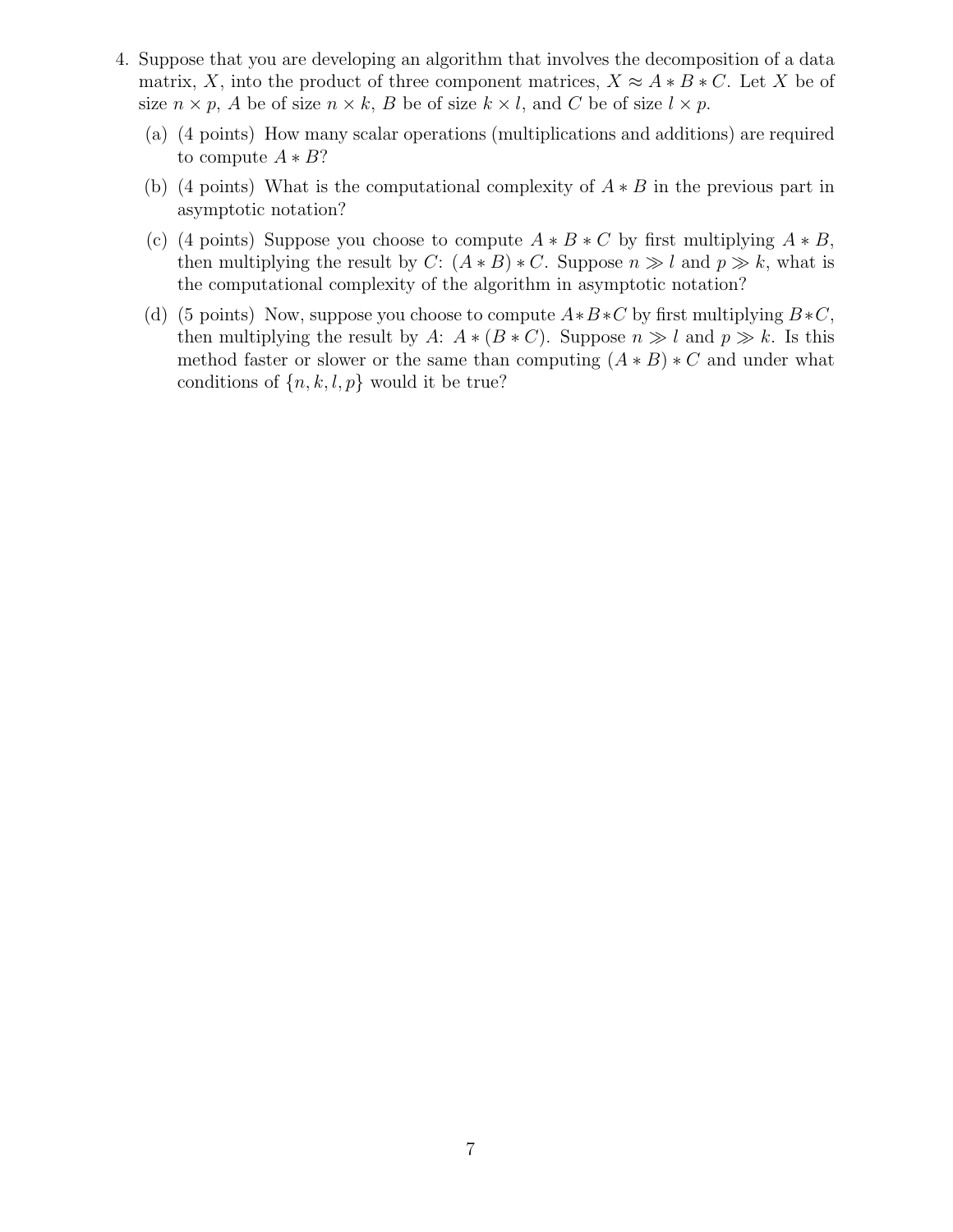4. Suppose that you are developing an algorithm that involves the decomposition of a data matrix, $X$, into the product of three component matrices, $X \approx A * B * C$. Let $X$ be of size $n \times p$, $A$ be of size $n \times k$, $B$ be of size $k \times l$, and $C$ be of size $l \times p$.

   (a) (4 points) How many scalar operations (multiplications and additions) are required to compute $A * B$?

   (b) (4 points) What is the computational complexity of $A * B$ in the previous part in asymptotic notation?

   (c) (4 points) Suppose you choose to compute $A * B * C$ by first multiplying $A * B$, then multiplying the result by $C$: $(A * B) * C$. Suppose $n \gg l$ and $p \gg k$, what is the computational complexity of the algorithm in asymptotic notation?

   (d) (5 points) Now, suppose you choose to compute $A * B * C$ by first multiplying $B * C$, then multiplying the result by $A$: $A * (B * C)$. Suppose $n \gg l$ and $p \gg k$. Is this method faster or slower or the same than computing $(A * B) * C$ and under what conditions of $\{n, k, l, p\}$ would it be true?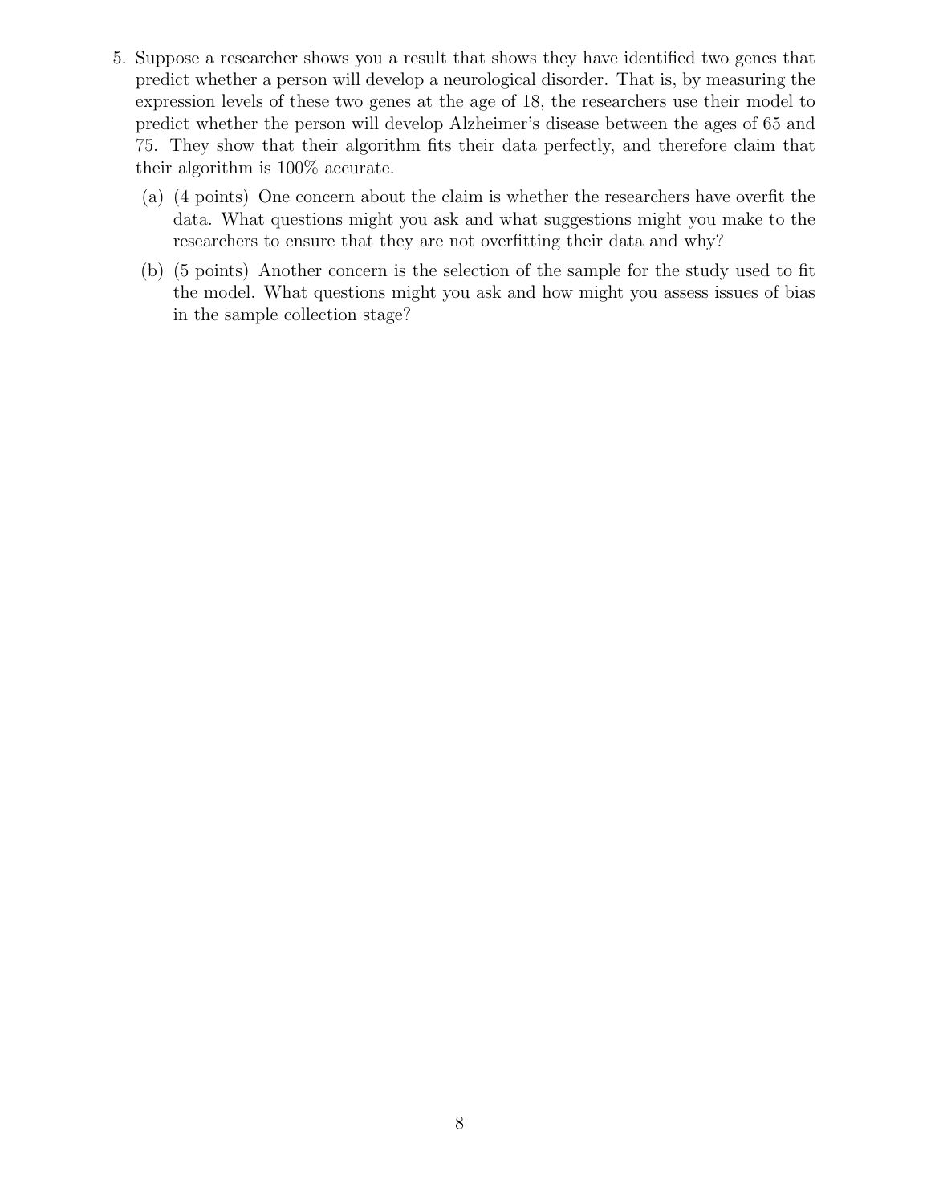5. Suppose a researcher shows you a result that shows they have identified two genes that predict whether a person will develop a neurological disorder. That is, by measuring the expression levels of these two genes at the age of 18, the researchers use their model to predict whether the person will develop Alzheimer's disease between the ages of 65 and 75. They show that their algorithm fits their data perfectly, and therefore claim that their algorithm is 100% accurate.

   (a) (4 points) One concern about the claim is whether the researchers have overfit the data. What questions might you ask and what suggestions might you make to the researchers to ensure that they are not overfitting their data and why?

   (b) (5 points) Another concern is the selection of the sample for the study used to fit the model. What questions might you ask and how might you assess issues of bias in the sample collection stage?